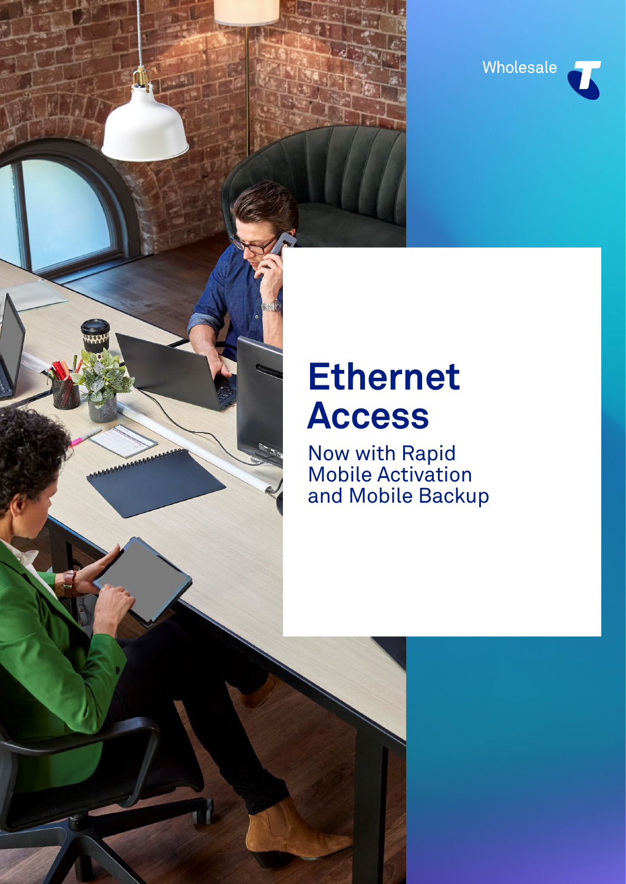Wholesale

# Ethernet Access

## Now with Rapid Mobile Activation and Mobile Backup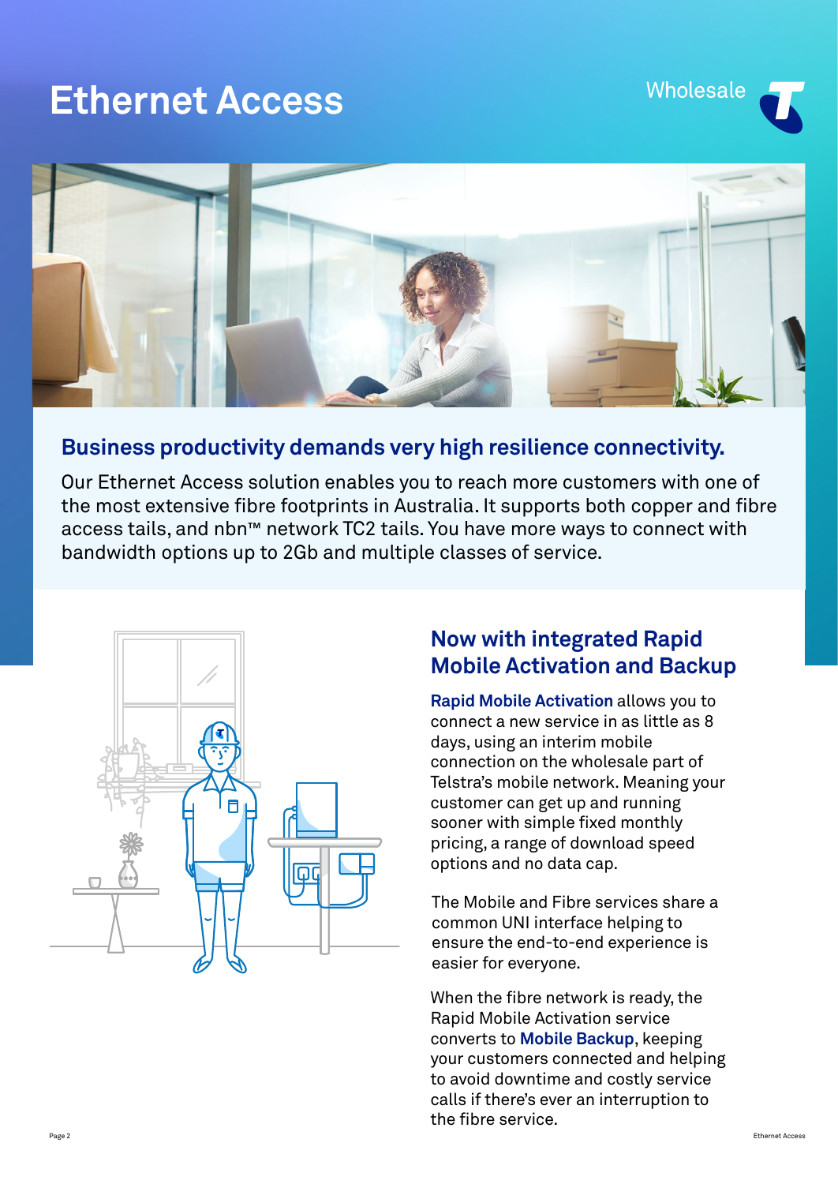# Ethernet Access

Wholesale

## Business productivity demands very high resilience connectivity.

Our Ethernet Access solution enables you to reach more customers with one of the most extensive fibre footprints in Australia. It supports both copper and fibre access tails, and nbn™ network TC2 tails. You have more ways to connect with bandwidth options up to 2Gb and multiple classes of service.

## Now with integrated Rapid Mobile Activation and Backup

**Rapid Mobile Activation** allows you to connect a new service in as little as 8 days, using an interim mobile connection on the wholesale part of Telstra's mobile network. Meaning your customer can get up and running sooner with simple fixed monthly pricing, a range of download speed options and no data cap.

The Mobile and Fibre services share a common UNI interface helping to ensure the end-to-end experience is easier for everyone.

When the fibre network is ready, the Rapid Mobile Activation service converts to **Mobile Backup**, keeping your customers connected and helping to avoid downtime and costly service calls if there's ever an interruption to the fibre service.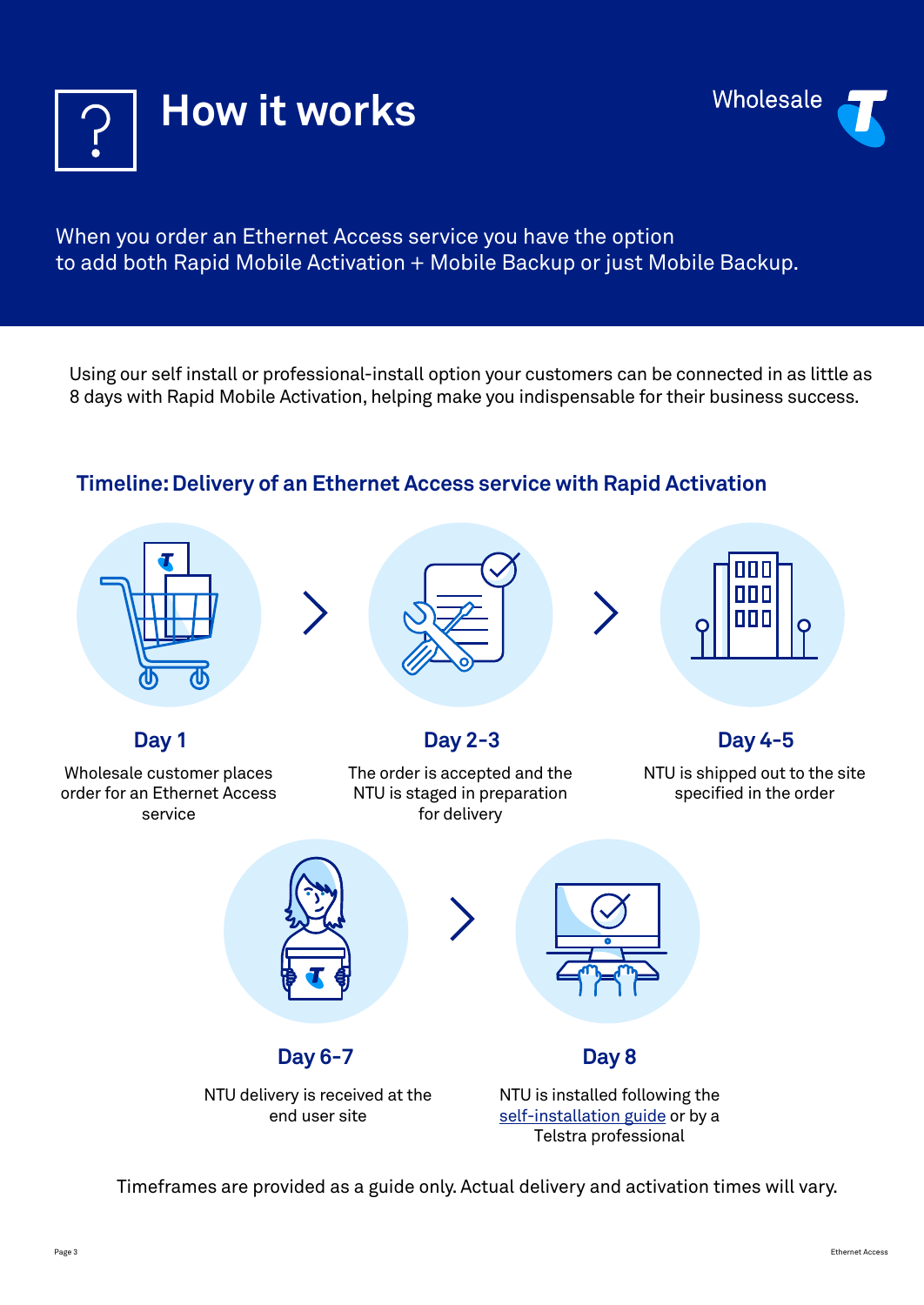# How it works

When you order an Ethernet Access service you have the option to add both Rapid Mobile Activation + Mobile Backup or just Mobile Backup.

Using our self install or professional-install option your customers can be connected in as little as 8 days with Rapid Mobile Activation, helping make you indispensable for their business success.

## Timeline: Delivery of an Ethernet Access service with Rapid Activation

### Day 1

Wholesale customer places order for an Ethernet Access service

### Day 2-3

The order is accepted and the NTU is staged in preparation for delivery

### Day 4-5

NTU is shipped out to the site specified in the order

### Day 6-7

NTU delivery is received at the end user site

### Day 8

NTU is installed following the self-installation guide or by a Telstra professional

Timeframes are provided as a guide only. Actual delivery and activation times will vary.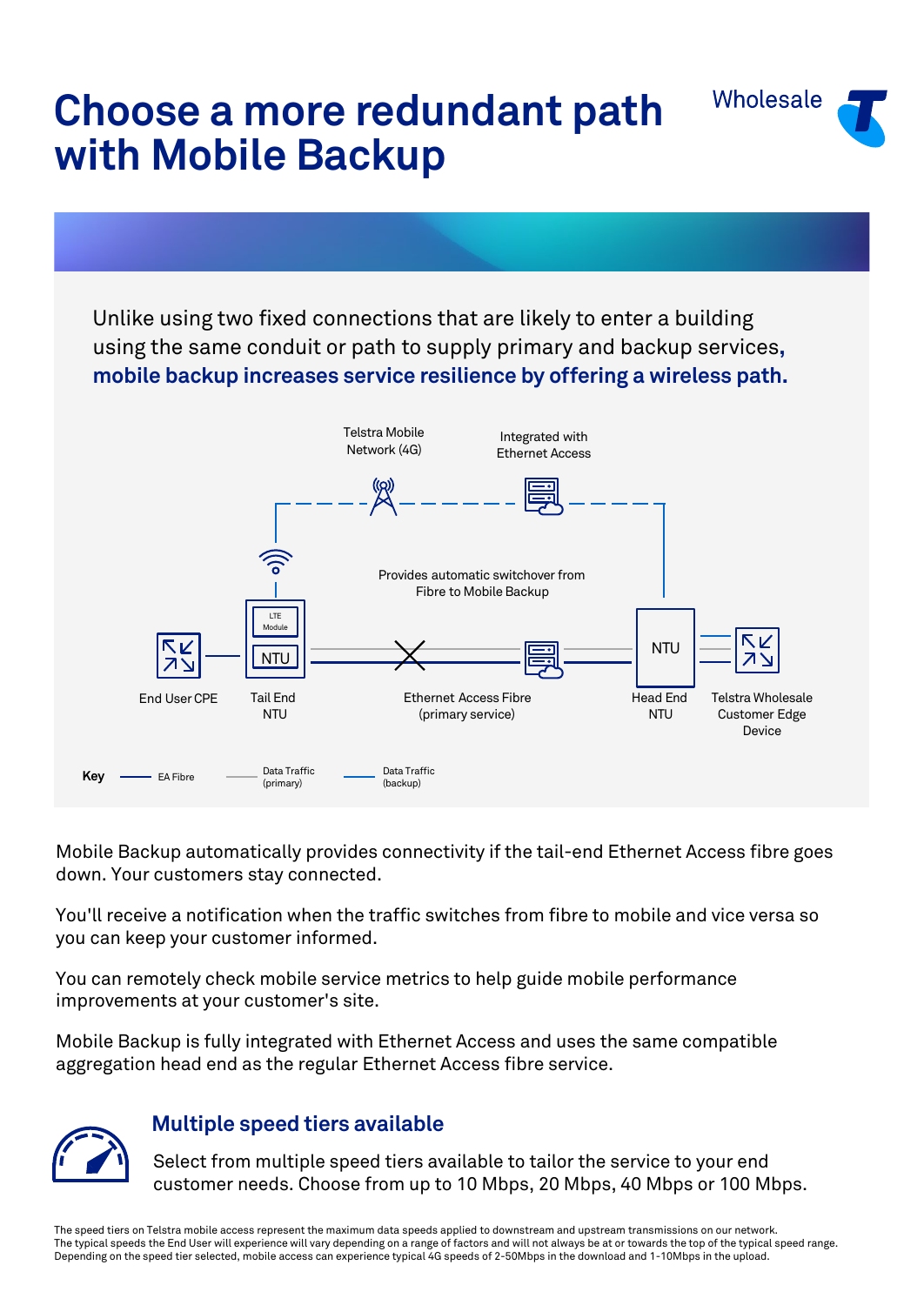# Choose a more redundant path with Mobile Backup

Wholesale

Unlike using two fixed connections that are likely to enter a building using the same conduit or path to supply primary and backup services, **mobile backup increases service resilience by offering a wireless path.**

Telstra Mobile Network (4G)

Integrated with Ethernet Access

Provides automatic switchover from Fibre to Mobile Backup

LTE Module

NTU

End User CPE

Tail End NTU

Ethernet Access Fibre (primary service)

Head End NTU

Telstra Wholesale Customer Edge Device

**Key** EA Fibre — Data Traffic (primary) — Data Traffic (backup)

Mobile Backup automatically provides connectivity if the tail-end Ethernet Access fibre goes down. Your customers stay connected.

You'll receive a notification when the traffic switches from fibre to mobile and vice versa so you can keep your customer informed.

You can remotely check mobile service metrics to help guide mobile performance improvements at your customer's site.

Mobile Backup is fully integrated with Ethernet Access and uses the same compatible aggregation head end as the regular Ethernet Access fibre service.

## Multiple speed tiers available

Select from multiple speed tiers available to tailor the service to your end customer needs. Choose from up to 10 Mbps, 20 Mbps, 40 Mbps or 100 Mbps.

The speed tiers on Telstra mobile access represent the maximum data speeds applied to downstream and upstream transmissions on our network. The typical speeds the End User will experience will vary depending on a range of factors and will not always be at or towards the top of the typical speed range. Depending on the speed tier selected, mobile access can experience typical 4G speeds of 2-50Mbps in the download and 1-10Mbps in the upload.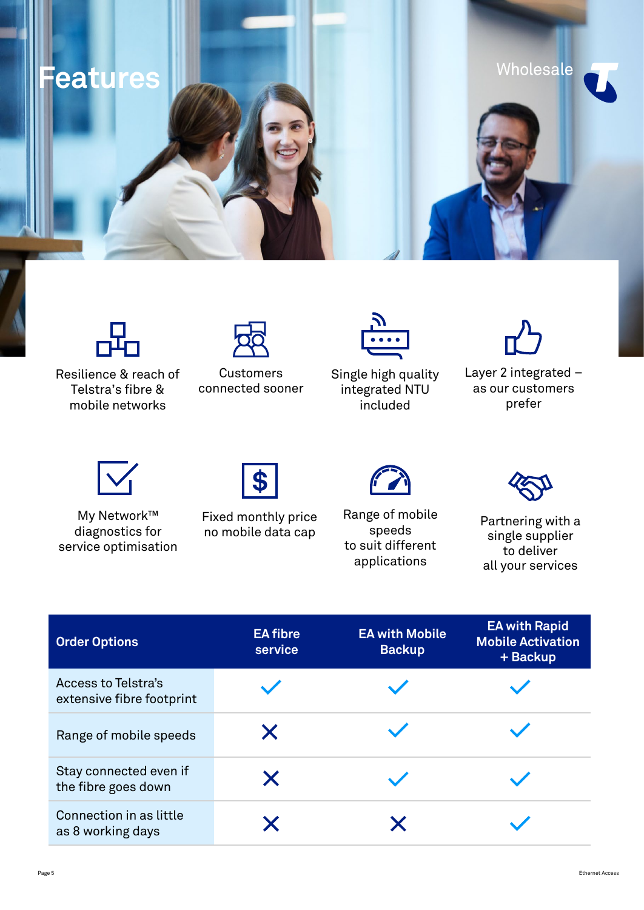# Features

Resilience & reach of Telstra's fibre & mobile networks

Customers connected sooner

Single high quality integrated NTU included

Layer 2 integrated – as our customers prefer

My Network™ diagnostics for service optimisation

Fixed monthly price no mobile data cap

Range of mobile speeds to suit different applications

Partnering with a single supplier to deliver all your services

| Order Options | EA fibre service | EA with Mobile Backup | EA with Rapid Mobile Activation + Backup |
|---|---|---|---|
| Access to Telstra's extensive fibre footprint | ✓ | ✓ | ✓ |
| Range of mobile speeds | ✗ | ✓ | ✓ |
| Stay connected even if the fibre goes down | ✗ | ✓ | ✓ |
| Connection in as little as 8 working days | ✗ | ✗ | ✓ |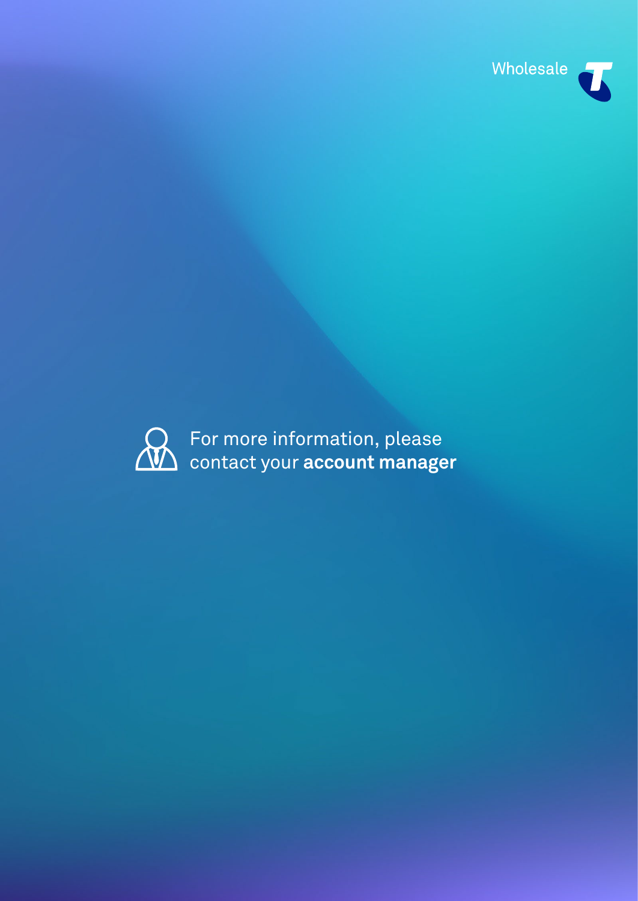Wholesale

For more information, please contact your **account manager**